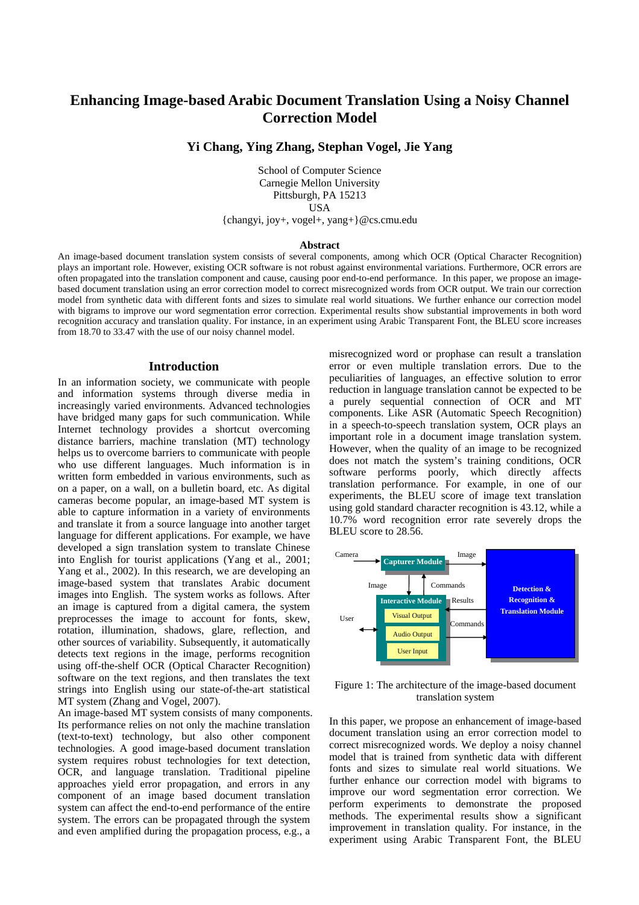# Enhancing Image-based Arabic Document Translation Using a Noisy Channel Correction Model

**Yi Chang, Ying Zhang, Stephan Vogel, Jie Yang**

School of Computer Science
Carnegie Mellon University
Pittsburgh, PA 15213
USA
{changyi, joy+, vogel+, yang+}@cs.cmu.edu

## Abstract

An image-based document translation system consists of several components, among which OCR (Optical Character Recognition) plays an important role. However, existing OCR software is not robust against environmental variations. Furthermore, OCR errors are often propagated into the translation component and cause, causing poor end-to-end performance. In this paper, we propose an image-based document translation system using an error correction model to correct misrecognized words from OCR output. We train our correction model from synthetic data with different fonts and sizes to simulate real world situations. We further enhance our correction model with bigrams to improve our word segmentation error correction. Experimental results show substantial improvements in both word recognition accuracy and translation quality. For instance, in an experiment using Arabic Transparent Font, the BLEU score increases from 18.70 to 33.47 with the use of our noisy channel model.

## Introduction

In an information society, we communicate with people and information systems through diverse media in increasingly varied environments. Advanced technologies have bridged many gaps for such communication. While Internet technology provides a shortcut overcoming distance barriers, machine translation (MT) technology helps us to overcome barriers to communicate with people who use different languages. Much information is in written form embedded in various environments, such as on a paper, on a wall, on a bulletin board, etc. As digital cameras become popular, an image-based MT system is able to capture information in a variety of environments and translate it from a source language into another target language for different applications. For example, we have developed a sign translation system to translate Chinese into English for tourist applications (Yang et al., 2001; Yang et al., 2002). In this research, we are developing an image-based system that translates Arabic document images into English. The system works as follows. After an image is captured from a digital camera, the system preprocesses the image to account for fonts, skew, rotation, illumination, shadows, glare, reflection, and other sources of variability. Subsequently, it automatically detects text regions in the image, performs recognition using off-the-shelf OCR (Optical Character Recognition) software on the text regions, and then translates the text strings into English using our state-of-the-art statistical MT system (Zhang and Vogel, 2007).

An image-based MT system consists of many components. Its performance relies on not only the machine translation (text-to-text) technology, but also other component technologies. A good image-based document translation system requires robust technologies for text detection, OCR, and language translation. Traditional pipeline approaches yield error propagation, and errors in any component of an image based document translation system can affect the end-to-end performance of the entire system. The errors can be propagated through the system and even amplified during the propagation process, e.g., a misrecognized word or prophase can result a translation error or even multiple translation errors. Due to the peculiarities of languages, an effective solution to error reduction in language translation cannot be expected to be a purely sequential connection of OCR and MT components. Like ASR (Automatic Speech Recognition) in a speech-to-speech translation system, OCR plays an important role in a document image translation system. However, when the quality of an image to be recognized does not match the system's training conditions, OCR software performs poorly, which directly affects translation performance. For example, in one of our experiments, the BLEU score of image text translation using gold standard character recognition is 43.12, while a 10.7% word recognition error rate severely drops the BLEU score to 28.56.

Figure 1: The architecture of the image-based document translation system

In this paper, we propose an enhancement of image-based document translation using an error correction model to correct misrecognized words. We deploy a noisy channel model that is trained from synthetic data with different fonts and sizes to simulate real world situations. We further enhance our correction model with bigrams to improve our word segmentation error correction. We perform experiments to demonstrate the proposed methods. The experimental results show a significant improvement in translation quality. For instance, in the experiment using Arabic Transparent Font, the BLEU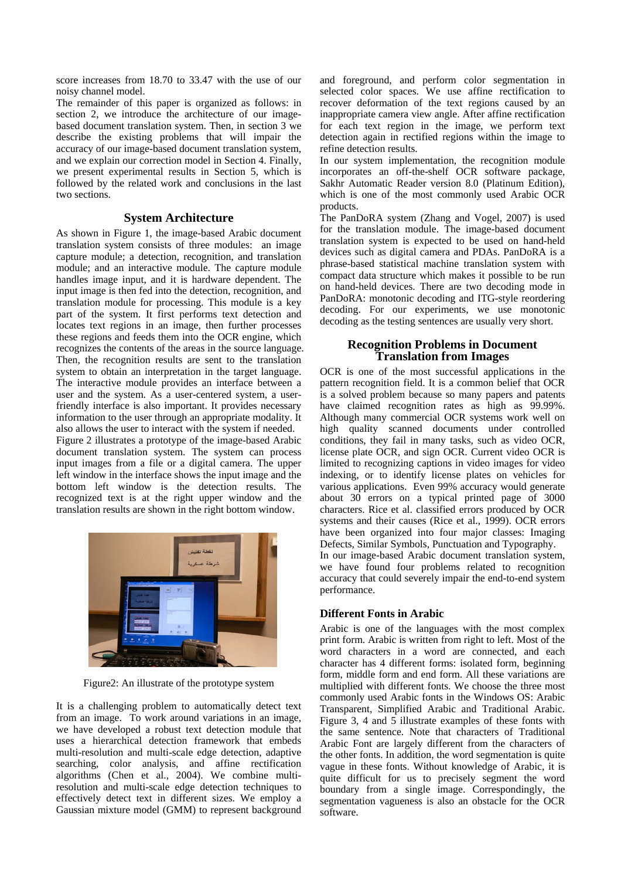score increases from 18.70 to 33.47 with the use of our noisy channel model.

The remainder of this paper is organized as follows: in section 2, we introduce the architecture of our image-based document translation system. Then, in section 3 we describe the existing problems that will impair the accuracy of our image-based document translation system, and we explain our correction model in Section 4. Finally, we present experimental results in Section 5, which is followed by the related work and conclusions in the last two sections.

## System Architecture

As shown in Figure 1, the image-based Arabic document translation system consists of three modules: an image capture module; a detection, recognition, and translation module; and an interactive module. The capture module handles image input, and it is hardware dependent. The input image is then fed into the detection, recognition, and translation module for processing. This module is a key part of the system. It first performs text detection and locates text regions in an image, then further processes these regions and feeds them into the OCR engine, which recognizes the contents of the areas in the source language. Then, the recognition results are sent to the translation system to obtain an interpretation in the target language. The interactive module provides an interface between a user and the system. As a user-centered system, a user-friendly interface is also important. It provides necessary information to the user through an appropriate modality. It also allows the user to interact with the system if needed.

Figure 2 illustrates a prototype of the image-based Arabic document translation system. The system can process input images from a file or a digital camera. The upper left window in the interface shows the input image and the bottom left window is the detection results. The recognized text is at the right upper window and the translation results are shown in the right bottom window.

Figure2: An illustrate of the prototype system

It is a challenging problem to automatically detect text from an image. To work around variations in an image, we have developed a robust text detection module that uses a hierarchical detection framework that embeds multi-resolution and multi-scale edge detection, adaptive searching, color analysis, and affine rectification algorithms (Chen et al., 2004). We combine multi-resolution and multi-scale edge detection techniques to effectively detect text in different sizes. We employ a Gaussian mixture model (GMM) to represent background and foreground, and perform color segmentation in selected color spaces. We use affine rectification to recover deformation of the text regions caused by an inappropriate camera view angle. After affine rectification for each text region in the image, we perform text detection again in rectified regions within the image to refine detection results.

In our system implementation, the recognition module incorporates an off-the-shelf OCR software package, Sakhr Automatic Reader version 8.0 (Platinum Edition), which is one of the most commonly used Arabic OCR products.

The PanDoRA system (Zhang and Vogel, 2007) is used for the translation module. The image-based document translation system is expected to be used on hand-held devices such as digital camera and PDAs. PanDoRA is a phrase-based statistical machine translation system with compact data structure which makes it possible to be run on hand-held devices. There are two decoding mode in PanDoRA: monotonic decoding and ITG-style reordering decoding. For our experiments, we use monotonic decoding as the testing sentences are usually very short.

## Recognition Problems in Document Translation from Images

OCR is one of the most successful applications in the pattern recognition field. It is a common belief that OCR is a solved problem because so many papers and patents have claimed recognition rates as high as 99.99%. Although many commercial OCR systems work well on high quality scanned documents under controlled conditions, they fail in many tasks, such as video OCR, license plate OCR, and sign OCR. Current video OCR is limited to recognizing captions in video images for video indexing, or to identify license plates on vehicles for various applications. Even 99% accuracy would generate about 30 errors on a typical printed page of 3000 characters. Rice et al. classified errors produced by OCR systems and their causes (Rice et al., 1999). OCR errors have been organized into four major classes: Imaging Defects, Similar Symbols, Punctuation and Typography.

In our image-based Arabic document translation system, we have found four problems related to recognition accuracy that could severely impair the end-to-end system performance.

### Different Fonts in Arabic

Arabic is one of the languages with the most complex print form. Arabic is written from right to left. Most of the word characters in a word are connected, and each character has 4 different forms: isolated form, beginning form, middle form and end form. All these variations are multiplied with different fonts. We choose the three most commonly used Arabic fonts in the Windows OS: Arabic Transparent, Simplified Arabic and Traditional Arabic. Figure 3, 4 and 5 illustrate examples of these fonts with the same sentence. Note that characters of Traditional Arabic Font are largely different from the characters of the other fonts. In addition, the word segmentation is quite vague in these fonts. Without knowledge of Arabic, it is quite difficult for us to precisely segment the word boundary from a single image. Correspondingly, the segmentation vagueness is also an obstacle for the OCR software.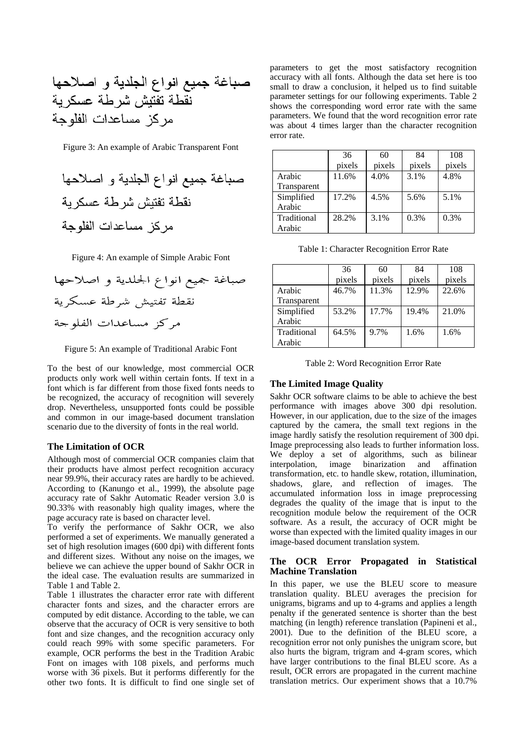صباغة جميع انواع الجلدية و اصلاحها
نقطة تفتيش شرطة عسكرية
مركز مساعدات الفلوجة

Figure 3: An example of Arabic Transparent Font

صباغة جميع انواع الجلدية و اصلاحها
نقطة تفتيش شرطة عسكرية
مركز مساعدات الفلوجة

Figure 4: An example of Simple Arabic Font

صباغة جميع انواع الجلدية و اصلاحها
نقطة تفتيش شرطة عسكرية
مركز مساعدات الفلوجة

Figure 5: An example of Traditional Arabic Font

To the best of our knowledge, most commercial OCR products only work well within certain fonts. If text in a font which is far different from those fixed fonts needs to be recognized, the accuracy of recognition will severely drop. Nevertheless, unsupported fonts could be possible and common in our image-based document translation scenario due to the diversity of fonts in the real world.

### The Limitation of OCR

Although most of commercial OCR companies claim that their products have almost perfect recognition accuracy near 99.9%, their accuracy rates are hardly to be achieved. According to (Kanungo et al., 1999), the absolute page accuracy rate of Sakhr Automatic Reader version 3.0 is 90.33% with reasonably high quality images, where the page accuracy rate is based on character level.

To verify the performance of Sakhr OCR, we also performed a set of experiments. We manually generated a set of high resolution images (600 dpi) with different fonts and different sizes. Without any noise on the images, we believe we can achieve the upper bound of Sakhr OCR in the ideal case. The evaluation results are summarized in Table 1 and Table 2.

Table 1 illustrates the character error rate with different character fonts and sizes, and the character errors are computed by edit distance. According to the table, we can observe that the accuracy of OCR is very sensitive to both font and size changes, and the recognition accuracy only could reach 99% with some specific parameters. For example, OCR performs the best in the Tradition Arabic Font on images with 108 pixels, and performs much worse with 36 pixels. But it performs differently for the other two fonts. It is difficult to find one single set of parameters to get the most satisfactory recognition accuracy with all fonts. Although the data set here is too small to draw a conclusion, it helped us to find suitable parameter settings for our following experiments. Table 2 shows the corresponding word error rate with the same parameters. We found that the word recognition error rate was about 4 times larger than the character recognition error rate.

| | 36 pixels | 60 pixels | 84 pixels | 108 pixels |
|---|---|---|---|---|
| Arabic Transparent | 11.6% | 4.0% | 3.1% | 4.8% |
| Simplified Arabic | 17.2% | 4.5% | 5.6% | 5.1% |
| Traditional Arabic | 28.2% | 3.1% | 0.3% | 0.3% |

Table 1: Character Recognition Error Rate

| | 36 pixels | 60 pixels | 84 pixels | 108 pixels |
|---|---|---|---|---|
| Arabic Transparent | 46.7% | 11.3% | 12.9% | 22.6% |
| Simplified Arabic | 53.2% | 17.7% | 19.4% | 21.0% |
| Traditional Arabic | 64.5% | 9.7% | 1.6% | 1.6% |

Table 2: Word Recognition Error Rate

### The Limited Image Quality

Sakhr OCR software claims to be able to achieve the best performance with images above 300 dpi resolution. However, in our application, due to the size of the images captured by the camera, the small text regions in the image hardly satisfy the resolution requirement of 300 dpi. Image preprocessing also leads to further information loss. We deploy a set of algorithms, such as bilinear interpolation, image binarization and affination transformation, etc. to handle skew, rotation, illumination, shadows, glare, and reflection of images. The accumulated information loss in image preprocessing degrades the quality of the image that is input to the recognition module below the requirement of the OCR software. As a result, the accuracy of OCR might be worse than expected with the limited quality images in our image-based document translation system.

### The OCR Error Propagated in Statistical Machine Translation

In this paper, we use the BLEU score to measure translation quality. BLEU averages the precision for unigrams, bigrams and up to 4-grams and applies a length penalty if the generated sentence is shorter than the best matching (in length) reference translation (Papineni et al., 2001). Due to the definition of the BLEU score, a recognition error not only punishes the unigram score, but also hurts the bigram, trigram and 4-gram scores, which have larger contributions to the final BLEU score. As a result, OCR errors are propagated in the current machine translation metrics. Our experiment shows that a 10.7%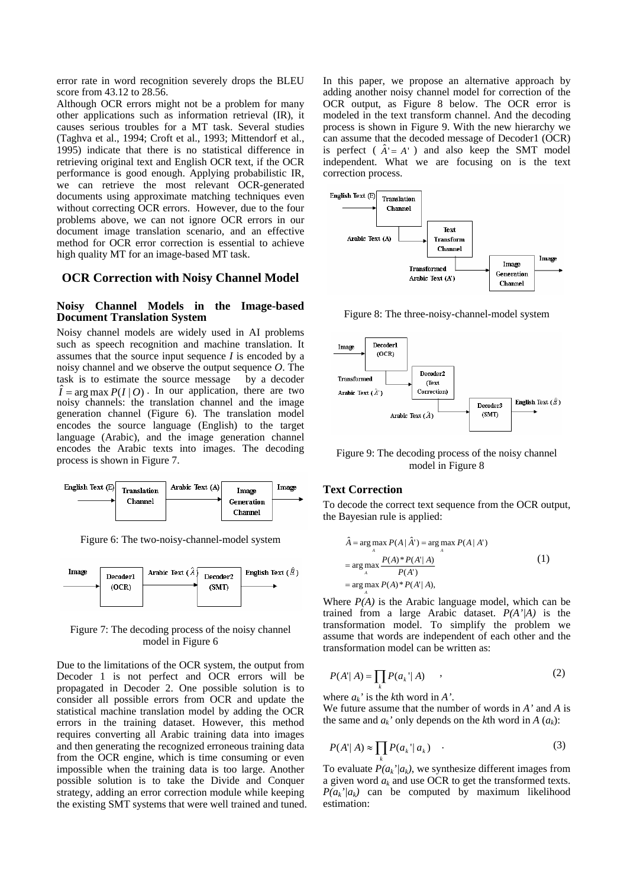error rate in word recognition severely drops the BLEU score from 43.12 to 28.56.

Although OCR errors might not be a problem for many other applications such as information retrieval (IR), it causes serious troubles for a MT task. Several studies (Taghva et al., 1994; Croft et al., 1993; Mittendorf et al., 1995) indicate that there is no statistical difference in retrieving original text and English OCR text, if the OCR performance is good enough. Applying probabilistic IR, we can retrieve the most relevant OCR-generated documents using approximate matching techniques even without correcting OCR errors. However, due to the four problems above, we can not ignore OCR errors in our document image translation scenario, and an effective method for OCR error correction is essential to achieve high quality MT for an image-based MT task.

## OCR Correction with Noisy Channel Model

### Noisy Channel Models in the Image-based Document Translation System

Noisy channel models are widely used in AI problems such as speech recognition and machine translation. It assumes that the source input sequence $I$ is encoded by a noisy channel and we observe the output sequence $O$. The task is to estimate the source message by a decoder $\hat{I} = \arg\max P(I \mid O)$. In our application, there are two noisy channels: the translation channel and the image generation channel (Figure 6). The translation model encodes the source language (English) to the target language (Arabic), and the image generation channel encodes the Arabic texts into images. The decoding process is shown in Figure 7.

Figure 6: The two-noisy-channel-model system

Figure 7: The decoding process of the noisy channel model in Figure 6

Due to the limitations of the OCR system, the output from Decoder 1 is not perfect and OCR errors will be propagated in Decoder 2. One possible solution is to consider all possible errors from OCR and update the statistical machine translation model by adding the OCR errors in the training dataset. However, this method requires converting all Arabic training data into images and then generating the recognized erroneous training data from the OCR engine, which is time consuming or even impossible when the training data is too large. Another possible solution is to take the Divide and Conquer strategy, adding an error correction module while keeping the existing SMT systems that were well trained and tuned.

In this paper, we propose an alternative approach by adding another noisy channel model for correction of the OCR output, as Figure 8 below. The OCR error is modeled in the text transform channel. And the decoding process is shown in Figure 9. With the new hierarchy we can assume that the decoded message of Decoder1 (OCR) is perfect ( $\hat{A}' = A'$ ) and also keep the SMT model independent. What we are focusing on is the text correction process.

Figure 8: The three-noisy-channel-model system

Figure 9: The decoding process of the noisy channel model in Figure 8

### Text Correction

To decode the correct text sequence from the OCR output, the Bayesian rule is applied:

$$
\begin{aligned}
\hat{A} &= \arg\max_{A} P(A \mid \hat{A}') = \arg\max_{A} P(A \mid A') \\
&= \arg\max_{A} \frac{P(A) * P(A' \mid A)}{P(A')} \\
&= \arg\max_{A} P(A) * P(A' \mid A),
\end{aligned}
\tag{1}
$$

Where $P(A)$ is the Arabic language model, which can be trained from a large Arabic dataset. $P(A'|A)$ is the transformation model. To simplify the problem we assume that words are independent of each other and the transformation model can be written as:

$$
P(A' \mid A) = \prod_{k} P(a_k' \mid A) \quad , \tag{2}
$$

where $a_k'$ is the $k$th word in $A'$.

We future assume that the number of words in $A'$ and $A$ is the same and $a_k'$ only depends on the $k$th word in $A$ ($a_k$):

$$
P(A' \mid A) \approx \prod_{k} P(a_k' \mid a_k) \quad . \tag{3}
$$

To evaluate $P(a_k'|a_k)$, we synthesize different images from a given word $a_k$ and use OCR to get the transformed texts. $P(a_k'|a_k)$ can be computed by maximum likelihood estimation: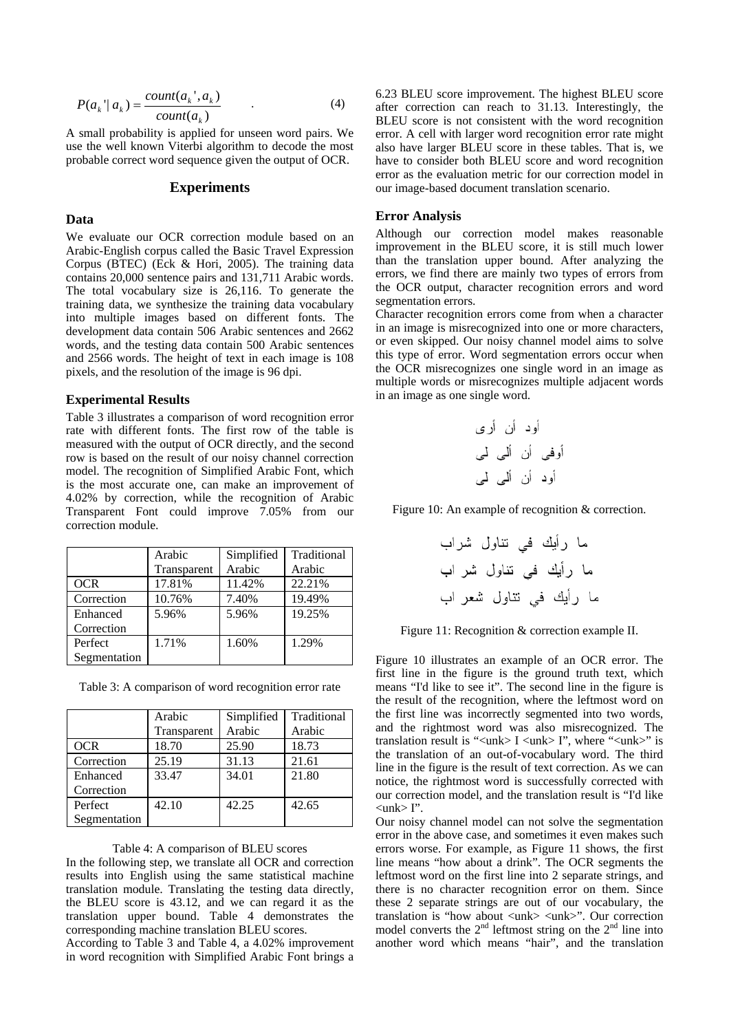$$P(a_k' | a_k) = \frac{count(a_k', a_k)}{count(a_k)} \quad . \tag{4}$$

A small probability is applied for unseen word pairs. We use the well known Viterbi algorithm to decode the most probable correct word sequence given the output of OCR.

## Experiments

### Data

We evaluate our OCR correction module based on an Arabic-English corpus called the Basic Travel Expression Corpus (BTEC) (Eck & Hori, 2005). The training data contains 20,000 sentence pairs and 131,711 Arabic words. The total vocabulary size is 26,116. To generate the training data, we synthesize the training data vocabulary into multiple images based on different fonts. The development data contain 506 Arabic sentences and 2662 words, and the testing data contain 500 Arabic sentences and 2566 words. The height of text in each image is 108 pixels, and the resolution of the image is 96 dpi.

### Experimental Results

Table 3 illustrates a comparison of word recognition error rate with different fonts. The first row of the table is measured with the output of OCR directly, and the second row is based on the result of our noisy channel correction model. The recognition of Simplified Arabic Font, which is the most accurate one, can make an improvement of 4.02% by correction, while the recognition of Arabic Transparent Font could improve 7.05% from our correction module.

| | Arabic Transparent | Simplified Arabic | Traditional Arabic |
|---|---|---|---|
| OCR | 17.81% | 11.42% | 22.21% |
| Correction | 10.76% | 7.40% | 19.49% |
| Enhanced Correction | 5.96% | 5.96% | 19.25% |
| Perfect Segmentation | 1.71% | 1.60% | 1.29% |

Table 3: A comparison of word recognition error rate

| | Arabic Transparent | Simplified Arabic | Traditional Arabic |
|---|---|---|---|
| OCR | 18.70 | 25.90 | 18.73 |
| Correction | 25.19 | 31.13 | 21.61 |
| Enhanced Correction | 33.47 | 34.01 | 21.80 |
| Perfect Segmentation | 42.10 | 42.25 | 42.65 |

Table 4: A comparison of BLEU scores

In the following step, we translate all OCR and correction results into English using the same statistical machine translation module. Translating the testing data directly, the BLEU score is 43.12, and we can regard it as the translation upper bound. Table 4 demonstrates the corresponding machine translation BLEU scores.

According to Table 3 and Table 4, a 4.02% improvement in word recognition with Simplified Arabic Font brings a 6.23 BLEU score improvement. The highest BLEU score after correction can reach to 31.13. Interestingly, the BLEU score is not consistent with the word recognition error. A cell with larger word recognition error rate might also have larger BLEU score in these tables. That is, we have to consider both BLEU score and word recognition error as the evaluation metric for our correction model in our image-based document translation scenario.

### Error Analysis

Although our correction model makes reasonable improvement in the BLEU score, it is still much lower than the translation upper bound. After analyzing the errors, we find there are mainly two types of errors from the OCR output, character recognition errors and word segmentation errors.

Character recognition errors come from when a character in an image is misrecognized into one or more characters, or even skipped. Our noisy channel model aims to solve this type of error. Word segmentation errors occur when the OCR misrecognizes one single word in an image as multiple words or misrecognizes multiple adjacent words in an image as one single word.

أود أن أرى

أوفى أن ألى لى

أود أن ألى لى

Figure 10: An example of recognition & correction.

ما رأيك في تناول شراب

ما رأيك في تناول شر اب

ما رأيك في تناول شعر اب

Figure 11: Recognition & correction example II.

Figure 10 illustrates an example of an OCR error. The first line in the figure is the ground truth text, which means "I'd like to see it". The second line in the figure is the result of the recognition, where the leftmost word on the first line was incorrectly segmented into two words, and the rightmost word was also misrecognized. The translation result is "<unk> I <unk> I", where "<unk>" is the translation of an out-of-vocabulary word. The third line in the figure is the result of text correction. As we can notice, the rightmost word is successfully corrected with our correction model, and the translation result is "I'd like <unk> I".

Our noisy channel model can not solve the segmentation error in the above case, and sometimes it even makes such errors worse. For example, as Figure 11 shows, the first line means "how about a drink". The OCR segments the leftmost word on the first line into 2 separate strings, and there is no character recognition error on them. Since these 2 separate strings are out of our vocabulary, the translation is "how about <unk> <unk>". Our correction model converts the 2nd leftmost string on the 2nd line into another word which means "hair", and the translation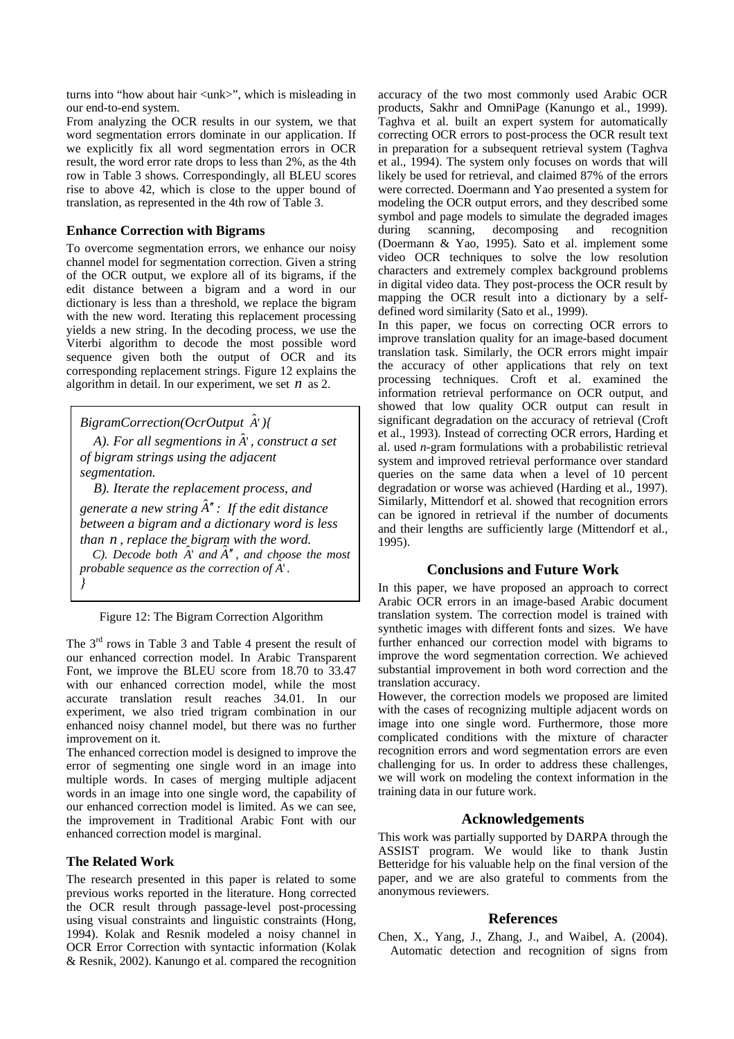turns into "how about hair <unk>", which is misleading in our end-to-end system.

From analyzing the OCR results in our system, we that word segmentation errors dominate in our application. If we explicitly fix all word segmentation errors in OCR result, the word error rate drops to less than 2%, as the 4th row in Table 3 shows. Correspondingly, all BLEU scores rise to above 42, which is close to the upper bound of translation, as represented in the 4th row of Table 3.

### Enhance Correction with Bigrams

To overcome segmentation errors, we enhance our noisy channel model for segmentation correction. Given a string of the OCR output, we explore all of its bigrams, if the edit distance between a bigram and a word in our dictionary is less than a threshold, we replace the bigram with the new word. Iterating this replacement processing yields a new string. In the decoding process, we use the Viterbi algorithm to decode the most possible word sequence given both the output of OCR and its corresponding replacement strings. Figure 12 explains the algorithm in detail. In our experiment, we set $n$ as 2.

*BigramCorrection(OcrOutput $\hat{A}'$){*

*A). For all segmentions in $\hat{A}'$, construct a set of bigram strings using the adjacent segmentation.*

*B). Iterate the replacement process, and generate a new string $\hat{A}''$: If the edit distance between a bigram and a dictionary word is less than $n$, replace the bigram with the word.*

*C). Decode both $\hat{A}'$ and $\hat{A}''$, and choose the most probable sequence as the correction of $\hat{A}'$.*

*}*

Figure 12: The Bigram Correction Algorithm

The 3rd rows in Table 3 and Table 4 present the result of our enhanced correction model. In Arabic Transparent Font, we improve the BLEU score from 18.70 to 33.47 with our enhanced correction model, while the most accurate translation result reaches 34.01. In our experiment, we also tried trigram combination in our enhanced noisy channel model, but there was no further improvement on it.

The enhanced correction model is designed to improve the error of segmenting one single word in an image into multiple words. In cases of merging multiple adjacent words in an image into one single word, the capability of our enhanced correction model is limited. As we can see, the improvement in Traditional Arabic Font with our enhanced correction model is marginal.

### The Related Work

The research presented in this paper is related to some previous works reported in the literature. Hong corrected the OCR result through passage-level post-processing using visual constraints and linguistic constraints (Hong, 1994). Kolak and Resnik modeled a noisy channel in OCR Error Correction with syntactic information (Kolak & Resnik, 2002). Kanungo et al. compared the recognition accuracy of the two most commonly used Arabic OCR products, Sakhr and OmniPage (Kanungo et al., 1999). Taghva et al. built an expert system for automatically correcting OCR errors to post-process the OCR result text in preparation for a subsequent retrieval system (Taghva et al., 1994). The system only focuses on words that will likely be used for retrieval, and claimed 87% of the errors were corrected. Doermann and Yao presented a system for modeling the OCR output errors, and they described some symbol and page models to simulate the degraded images during scanning, decomposing and recognition (Doermann & Yao, 1995). Sato et al. implement some video OCR techniques to solve the low resolution characters and extremely complex background problems in digital video data. They post-process the OCR result by mapping the OCR result into a dictionary by a self-defined word similarity (Sato et al., 1999).

In this paper, we focus on correcting OCR errors to improve translation quality for an image-based document translation task. Similarly, the OCR errors might impair the accuracy of other applications that rely on text processing techniques. Croft et al. examined the information retrieval performance on OCR output, and showed that low quality OCR output can result in significant degradation on the accuracy of retrieval (Croft et al., 1993). Instead of correcting OCR errors, Harding et al. used *n*-gram formulations with a probabilistic retrieval system and improved retrieval performance over standard queries on the same data when a level of 10 percent degradation or worse was achieved (Harding et al., 1997). Similarly, Mittendorf et al. showed that recognition errors can be ignored in retrieval if the number of documents and their lengths are sufficiently large (Mittendorf et al., 1995).

## Conclusions and Future Work

In this paper, we have proposed an approach to correct Arabic OCR errors in an image-based Arabic document translation system. The correction model is trained with synthetic images with different fonts and sizes. We have further enhanced our correction model with bigrams to improve the word segmentation correction. We achieved substantial improvement in both word correction and the translation accuracy.

However, the correction models we proposed are limited with the cases of recognizing multiple adjacent words on image into one single word. Furthermore, those more complicated conditions with the mixture of character recognition errors and word segmentation errors are even challenging for us. In order to address these challenges, we will work on modeling the context information in the training data in our future work.

## Acknowledgements

This work was partially supported by DARPA through the ASSIST program. We would like to thank Justin Betteridge for his valuable help on the final version of the paper, and we are also grateful to comments from the anonymous reviewers.

## References

Chen, X., Yang, J., Zhang, J., and Waibel, A. (2004). Automatic detection and recognition of signs from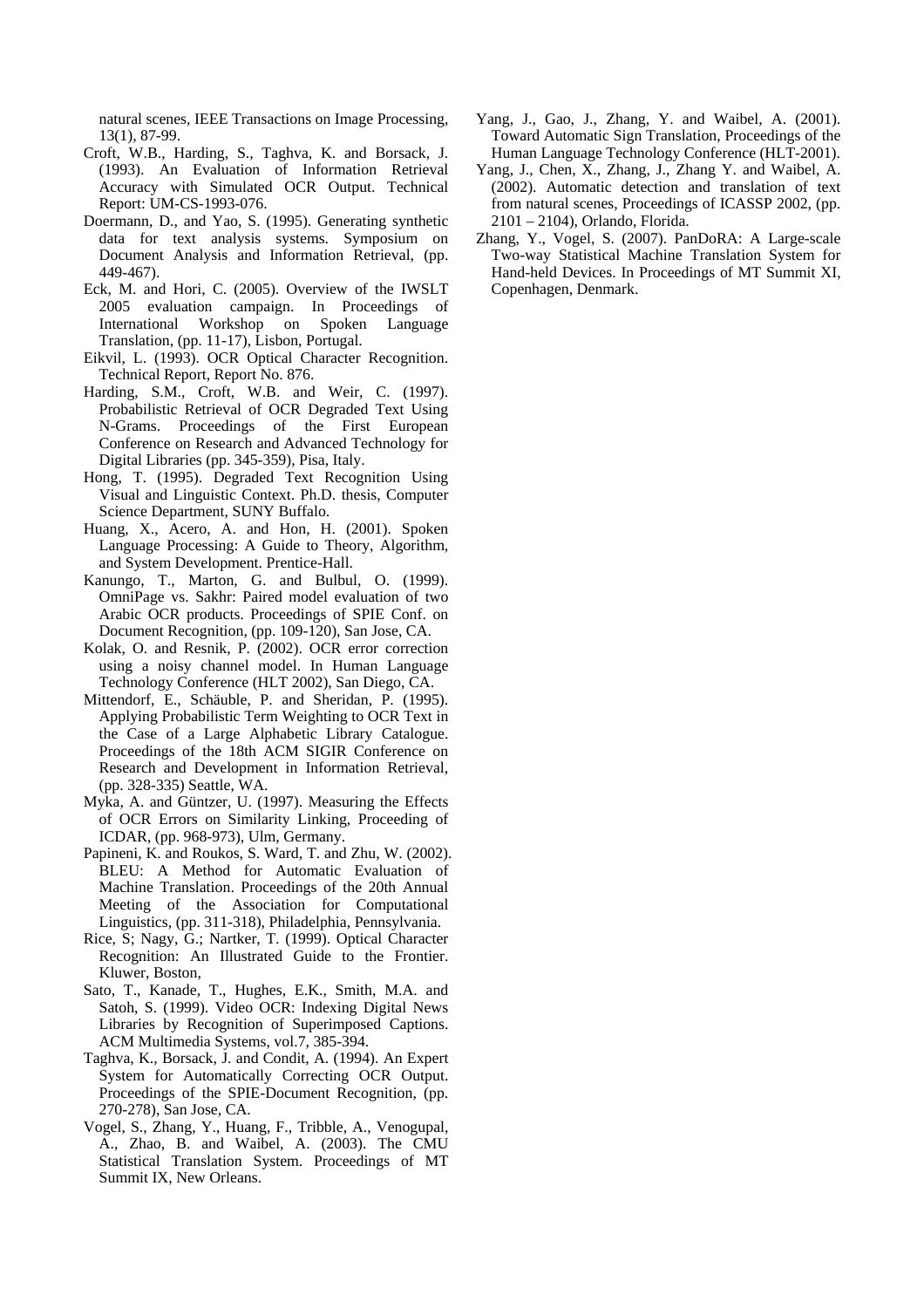natural scenes, IEEE Transactions on Image Processing, 13(1), 87-99.

Croft, W.B., Harding, S., Taghva, K. and Borsack, J. (1993). An Evaluation of Information Retrieval Accuracy with Simulated OCR Output. Technical Report: UM-CS-1993-076.

Doermann, D., and Yao, S. (1995). Generating synthetic data for text analysis systems. Symposium on Document Analysis and Information Retrieval, (pp. 449-467).

Eck, M. and Hori, C. (2005). Overview of the IWSLT 2005 evaluation campaign. In Proceedings of International Workshop on Spoken Language Translation, (pp. 11-17), Lisbon, Portugal.

Eikvil, L. (1993). OCR Optical Character Recognition. Technical Report, Report No. 876.

Harding, S.M., Croft, W.B. and Weir, C. (1997). Probabilistic Retrieval of OCR Degraded Text Using N-Grams. Proceedings of the First European Conference on Research and Advanced Technology for Digital Libraries (pp. 345-359), Pisa, Italy.

Hong, T. (1995). Degraded Text Recognition Using Visual and Linguistic Context. Ph.D. thesis, Computer Science Department, SUNY Buffalo.

Huang, X., Acero, A. and Hon, H. (2001). Spoken Language Processing: A Guide to Theory, Algorithm, and System Development. Prentice-Hall.

Kanungo, T., Marton, G. and Bulbul, O. (1999). OmniPage vs. Sakhr: Paired model evaluation of two Arabic OCR products. Proceedings of SPIE Conf. on Document Recognition, (pp. 109-120), San Jose, CA.

Kolak, O. and Resnik, P. (2002). OCR error correction using a noisy channel model. In Human Language Technology Conference (HLT 2002), San Diego, CA.

Mittendorf, E., Schäuble, P. and Sheridan, P. (1995). Applying Probabilistic Term Weighting to OCR Text in the Case of a Large Alphabetic Library Catalogue. Proceedings of the 18th ACM SIGIR Conference on Research and Development in Information Retrieval, (pp. 328-335) Seattle, WA.

Myka, A. and Güntzer, U. (1997). Measuring the Effects of OCR Errors on Similarity Linking, Proceeding of ICDAR, (pp. 968-973), Ulm, Germany.

Papineni, K. and Roukos, S. Ward, T. and Zhu, W. (2002). BLEU: A Method for Automatic Evaluation of Machine Translation. Proceedings of the 20th Annual Meeting of the Association for Computational Linguistics, (pp. 311-318), Philadelphia, Pennsylvania.

Rice, S; Nagy, G.; Nartker, T. (1999). Optical Character Recognition: An Illustrated Guide to the Frontier. Kluwer, Boston,

Sato, T., Kanade, T., Hughes, E.K., Smith, M.A. and Satoh, S. (1999). Video OCR: Indexing Digital News Libraries by Recognition of Superimposed Captions. ACM Multimedia Systems, vol.7, 385-394.

Taghva, K., Borsack, J. and Condit, A. (1994). An Expert System for Automatically Correcting OCR Output. Proceedings of the SPIE-Document Recognition, (pp. 270-278), San Jose, CA.

Vogel, S., Zhang, Y., Huang, F., Tribble, A., Venogupal, A., Zhao, B. and Waibel, A. (2003). The CMU Statistical Translation System. Proceedings of MT Summit IX, New Orleans.

Yang, J., Gao, J., Zhang, Y. and Waibel, A. (2001). Toward Automatic Sign Translation, Proceedings of the Human Language Technology Conference (HLT-2001).

Yang, J., Chen, X., Zhang, J., Zhang Y. and Waibel, A. (2002). Automatic detection and translation of text from natural scenes, Proceedings of ICASSP 2002, (pp. 2101 – 2104), Orlando, Florida.

Zhang, Y., Vogel, S. (2007). PanDoRA: A Large-scale Two-way Statistical Machine Translation System for Hand-held Devices. In Proceedings of MT Summit XI, Copenhagen, Denmark.